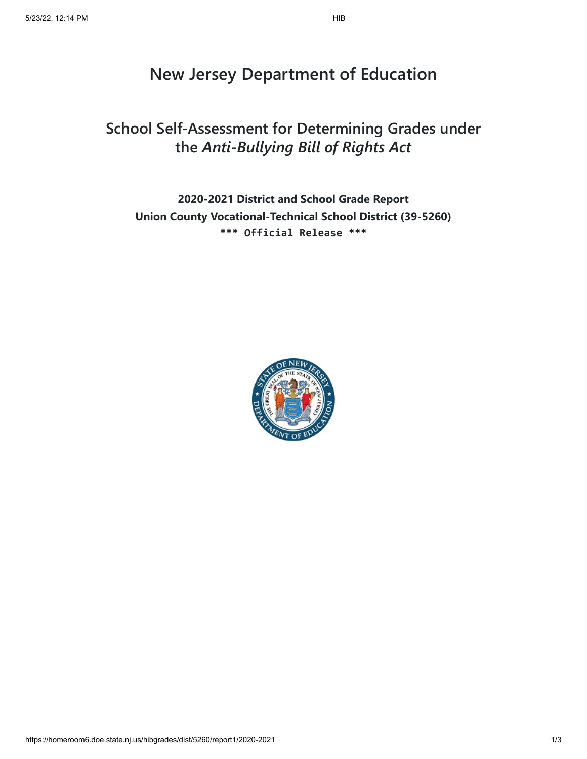# New Jersey Department of Education

## School Self-Assessment for Determining Grades under the *Anti-Bullying Bill of Rights Act*

**2020-2021 District and School Grade Report**

**Union County Vocational-Technical School District (39-5260)**

**\*\*\* Official Release \*\*\***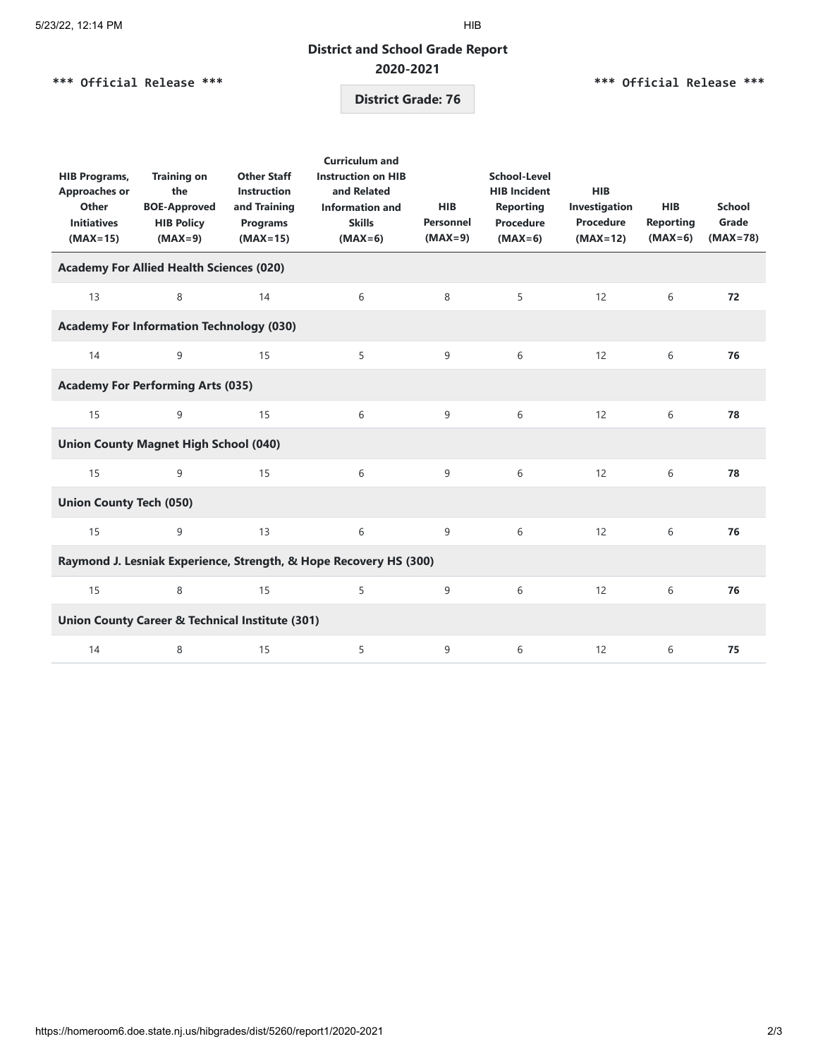## District and School Grade Report

### 2020-2021

\*\*\* Official Release \*\*\*

**District Grade: 76**

| HIB Programs, Approaches or Other Initiatives (MAX=15) | Training on the BOE-Approved HIB Policy (MAX=9) | Other Staff Instruction and Training Programs (MAX=15) | Curriculum and Instruction on HIB and Related Information and Skills (MAX=6) | HIB Personnel (MAX=9) | School-Level HIB Incident Reporting Procedure (MAX=6) | HIB Investigation Procedure (MAX=12) | HIB Reporting (MAX=6) | School Grade (MAX=78) |
|---|---|---|---|---|---|---|---|---|
| **Academy For Allied Health Sciences (020)** | | | | | | | | |
| 13 | 8 | 14 | 6 | 8 | 5 | 12 | 6 | **72** |
| **Academy For Information Technology (030)** | | | | | | | | |
| 14 | 9 | 15 | 5 | 9 | 6 | 12 | 6 | **76** |
| **Academy For Performing Arts (035)** | | | | | | | | |
| 15 | 9 | 15 | 6 | 9 | 6 | 12 | 6 | **78** |
| **Union County Magnet High School (040)** | | | | | | | | |
| 15 | 9 | 15 | 6 | 9 | 6 | 12 | 6 | **78** |
| **Union County Tech (050)** | | | | | | | | |
| 15 | 9 | 13 | 6 | 9 | 6 | 12 | 6 | **76** |
| **Raymond J. Lesniak Experience, Strength, & Hope Recovery HS (300)** | | | | | | | | |
| 15 | 8 | 15 | 5 | 9 | 6 | 12 | 6 | **76** |
| **Union County Career & Technical Institute (301)** | | | | | | | | |
| 14 | 8 | 15 | 5 | 9 | 6 | 12 | 6 | **75** |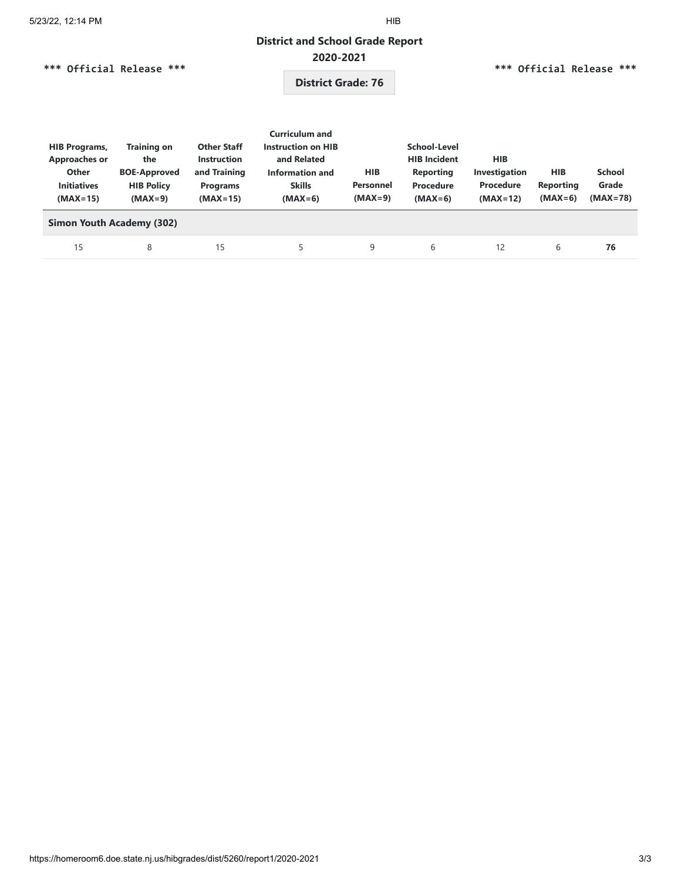## District and School Grade Report

**2020-2021**

**\*\*\* Official Release \*\*\***

**District Grade: 76**

| HIB Programs, Approaches or Other Initiatives (MAX=15) | Training on the BOE-Approved HIB Policy (MAX=9) | Other Staff Instruction and Training Programs (MAX=15) | Curriculum and Instruction on HIB and Related Information and Skills (MAX=6) | HIB Personnel (MAX=9) | School-Level HIB Incident Reporting Procedure (MAX=6) | HIB Investigation Procedure (MAX=12) | HIB Reporting (MAX=6) | School Grade (MAX=78) |
|---|---|---|---|---|---|---|---|---|
| **Simon Youth Academy (302)** | | | | | | | | |
| 15 | 8 | 15 | 5 | 9 | 6 | 12 | 6 | **76** |